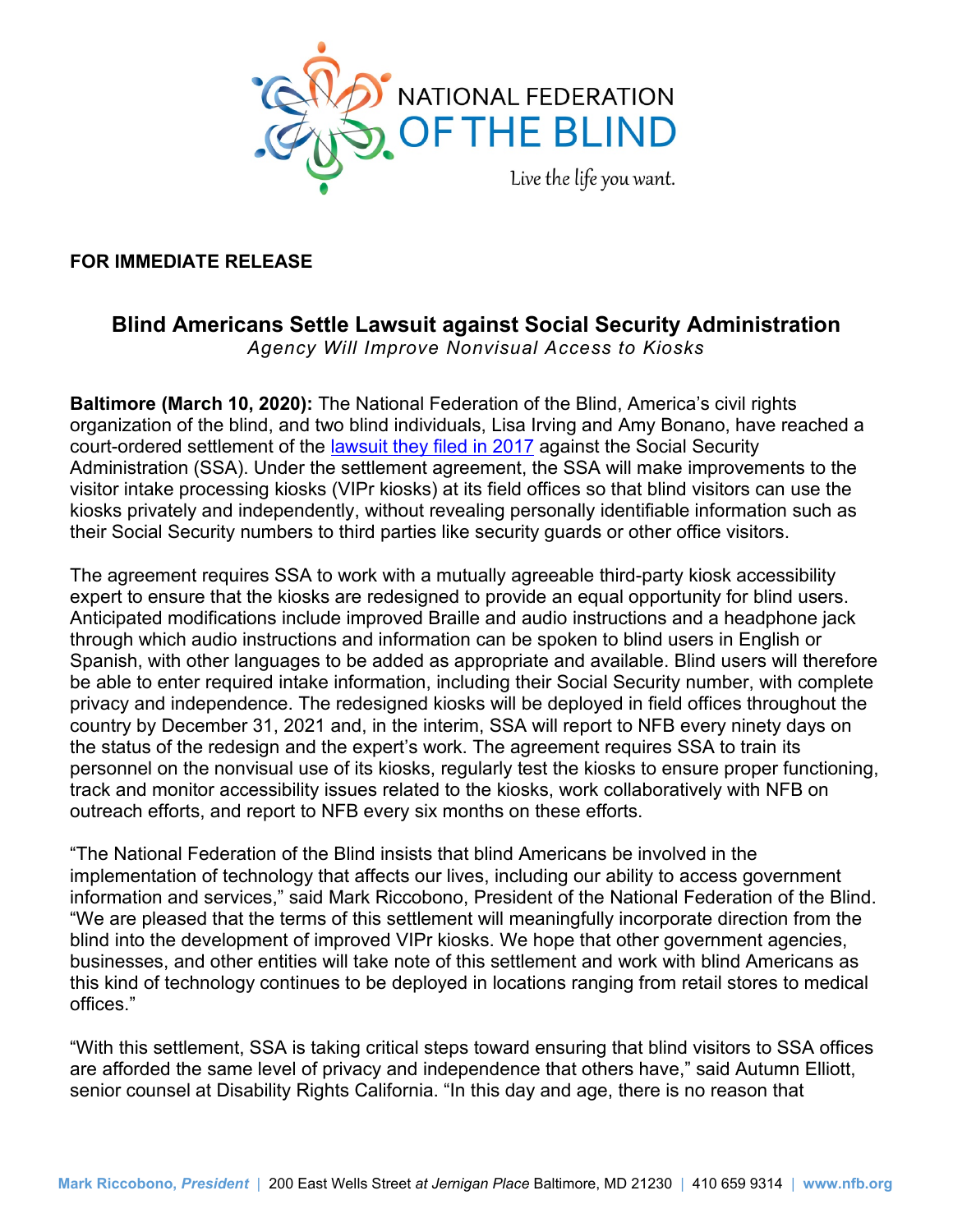NATIONAL FEDERATION OF THE BLIND

Live the life you want.

**FOR IMMEDIATE RELEASE**

## Blind Americans Settle Lawsuit against Social Security Administration

*Agency Will Improve Nonvisual Access to Kiosks*

**Baltimore (March 10, 2020):** The National Federation of the Blind, America's civil rights organization of the blind, and two blind individuals, Lisa Irving and Amy Bonano, have reached a court-ordered settlement of the lawsuit they filed in 2017 against the Social Security Administration (SSA). Under the settlement agreement, the SSA will make improvements to the visitor intake processing kiosks (VIPr kiosks) at its field offices so that blind visitors can use the kiosks privately and independently, without revealing personally identifiable information such as their Social Security numbers to third parties like security guards or other office visitors.

The agreement requires SSA to work with a mutually agreeable third-party kiosk accessibility expert to ensure that the kiosks are redesigned to provide an equal opportunity for blind users. Anticipated modifications include improved Braille and audio instructions and a headphone jack through which audio instructions and information can be spoken to blind users in English or Spanish, with other languages to be added as appropriate and available. Blind users will therefore be able to enter required intake information, including their Social Security number, with complete privacy and independence. The redesigned kiosks will be deployed in field offices throughout the country by December 31, 2021 and, in the interim, SSA will report to NFB every ninety days on the status of the redesign and the expert's work. The agreement requires SSA to train its personnel on the nonvisual use of its kiosks, regularly test the kiosks to ensure proper functioning, track and monitor accessibility issues related to the kiosks, work collaboratively with NFB on outreach efforts, and report to NFB every six months on these efforts.

"The National Federation of the Blind insists that blind Americans be involved in the implementation of technology that affects our lives, including our ability to access government information and services," said Mark Riccobono, President of the National Federation of the Blind. "We are pleased that the terms of this settlement will meaningfully incorporate direction from the blind into the development of improved VIPr kiosks. We hope that other government agencies, businesses, and other entities will take note of this settlement and work with blind Americans as this kind of technology continues to be deployed in locations ranging from retail stores to medical offices."

"With this settlement, SSA is taking critical steps toward ensuring that blind visitors to SSA offices are afforded the same level of privacy and independence that others have," said Autumn Elliott, senior counsel at Disability Rights California. "In this day and age, there is no reason that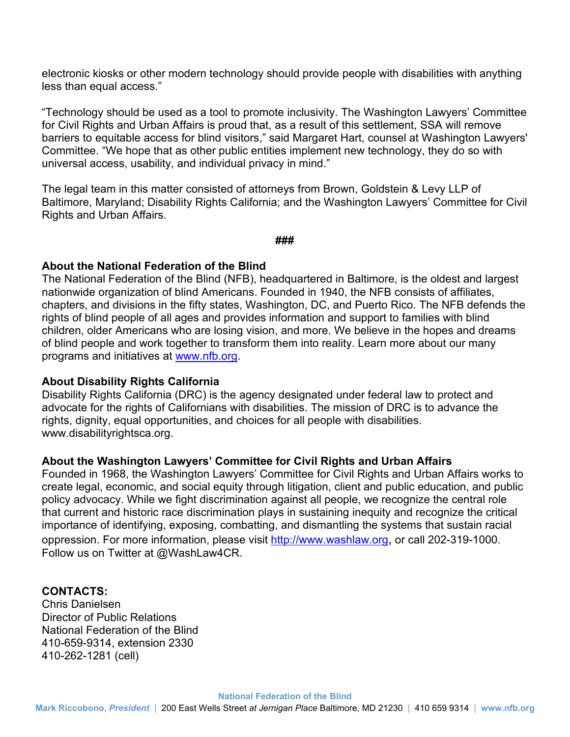electronic kiosks or other modern technology should provide people with disabilities with anything less than equal access."

"Technology should be used as a tool to promote inclusivity. The Washington Lawyers' Committee for Civil Rights and Urban Affairs is proud that, as a result of this settlement, SSA will remove barriers to equitable access for blind visitors," said Margaret Hart, counsel at Washington Lawyers' Committee. "We hope that as other public entities implement new technology, they do so with universal access, usability, and individual privacy in mind."

The legal team in this matter consisted of attorneys from Brown, Goldstein & Levy LLP of Baltimore, Maryland; Disability Rights California; and the Washington Lawyers' Committee for Civil Rights and Urban Affairs.

**###**

**About the National Federation of the Blind**
The National Federation of the Blind (NFB), headquartered in Baltimore, is the oldest and largest nationwide organization of blind Americans. Founded in 1940, the NFB consists of affiliates, chapters, and divisions in the fifty states, Washington, DC, and Puerto Rico. The NFB defends the rights of blind people of all ages and provides information and support to families with blind children, older Americans who are losing vision, and more. We believe in the hopes and dreams of blind people and work together to transform them into reality. Learn more about our many programs and initiatives at [www.nfb.org](http://www.nfb.org).

**About Disability Rights California**
Disability Rights California (DRC) is the agency designated under federal law to protect and advocate for the rights of Californians with disabilities. The mission of DRC is to advance the rights, dignity, equal opportunities, and choices for all people with disabilities. www.disabilityrightsca.org.

**About the Washington Lawyers' Committee for Civil Rights and Urban Affairs**
Founded in 1968, the Washington Lawyers' Committee for Civil Rights and Urban Affairs works to create legal, economic, and social equity through litigation, client and public education, and public policy advocacy. While we fight discrimination against all people, we recognize the central role that current and historic race discrimination plays in sustaining inequity and recognize the critical importance of identifying, exposing, combatting, and dismantling the systems that sustain racial oppression. For more information, please visit [http://www.washlaw.org](http://www.washlaw.org), or call 202-319-1000. Follow us on Twitter at @WashLaw4CR.

**CONTACTS:**
Chris Danielsen
Director of Public Relations
National Federation of the Blind
410-659-9314, extension 2330
410-262-1281 (cell)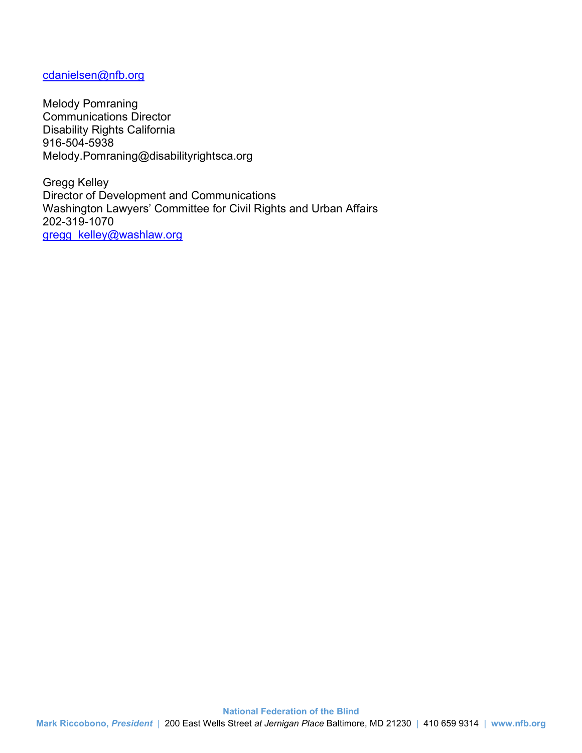cdanielsen@nfb.org

Melody Pomraning  
Communications Director  
Disability Rights California  
916-504-5938  
Melody.Pomraning@disabilityrightsca.org

Gregg Kelley  
Director of Development and Communications  
Washington Lawyers' Committee for Civil Rights and Urban Affairs  
202-319-1070  
gregg_kelley@washlaw.org